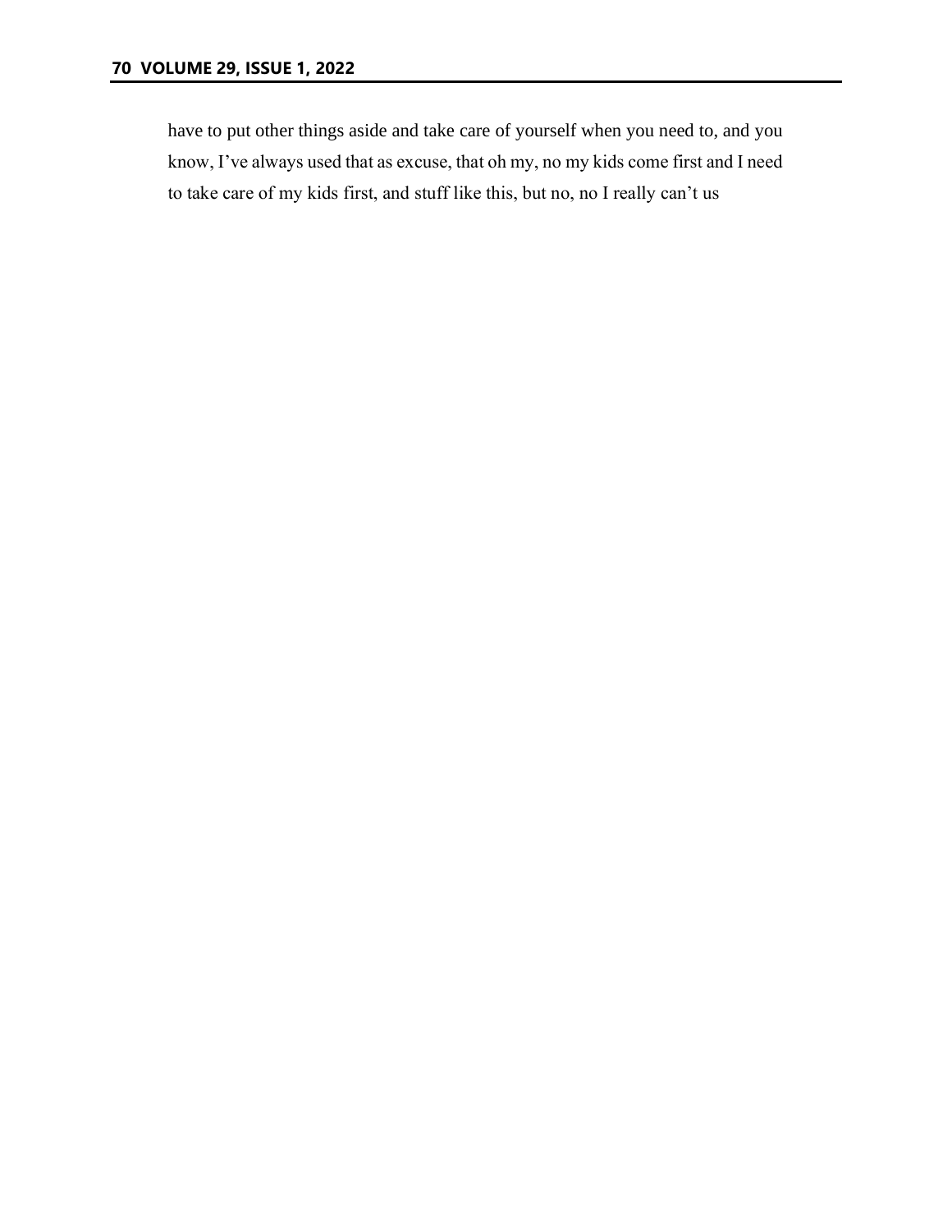have to put other things aside and take care of yourself when you need to, and you know, I've always used that as excuse, that oh my, no my kids come first and I need to take care of my kids first, and stuff like this, but no, no I really can't us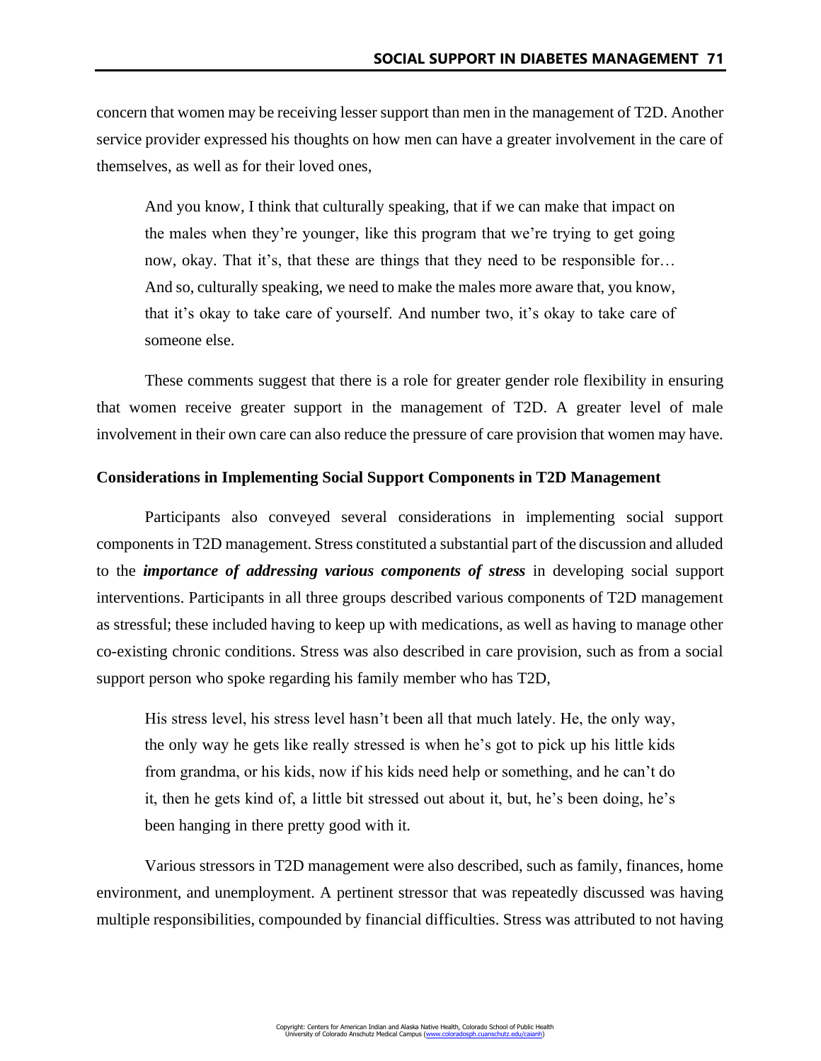concern that women may be receiving lesser support than men in the management of T2D. Another service provider expressed his thoughts on how men can have a greater involvement in the care of themselves, as well as for their loved ones,

> And you know, I think that culturally speaking, that if we can make that impact on the males when they're younger, like this program that we're trying to get going now, okay. That it's, that these are things that they need to be responsible for… And so, culturally speaking, we need to make the males more aware that, you know, that it's okay to take care of yourself. And number two, it's okay to take care of someone else.

These comments suggest that there is a role for greater gender role flexibility in ensuring that women receive greater support in the management of T2D. A greater level of male involvement in their own care can also reduce the pressure of care provision that women may have.

### Considerations in Implementing Social Support Components in T2D Management

Participants also conveyed several considerations in implementing social support components in T2D management. Stress constituted a substantial part of the discussion and alluded to the ***importance of addressing various components of stress*** in developing social support interventions. Participants in all three groups described various components of T2D management as stressful; these included having to keep up with medications, as well as having to manage other co-existing chronic conditions. Stress was also described in care provision, such as from a social support person who spoke regarding his family member who has T2D,

> His stress level, his stress level hasn't been all that much lately. He, the only way, the only way he gets like really stressed is when he's got to pick up his little kids from grandma, or his kids, now if his kids need help or something, and he can't do it, then he gets kind of, a little bit stressed out about it, but, he's been doing, he's been hanging in there pretty good with it.

Various stressors in T2D management were also described, such as family, finances, home environment, and unemployment. A pertinent stressor that was repeatedly discussed was having multiple responsibilities, compounded by financial difficulties. Stress was attributed to not having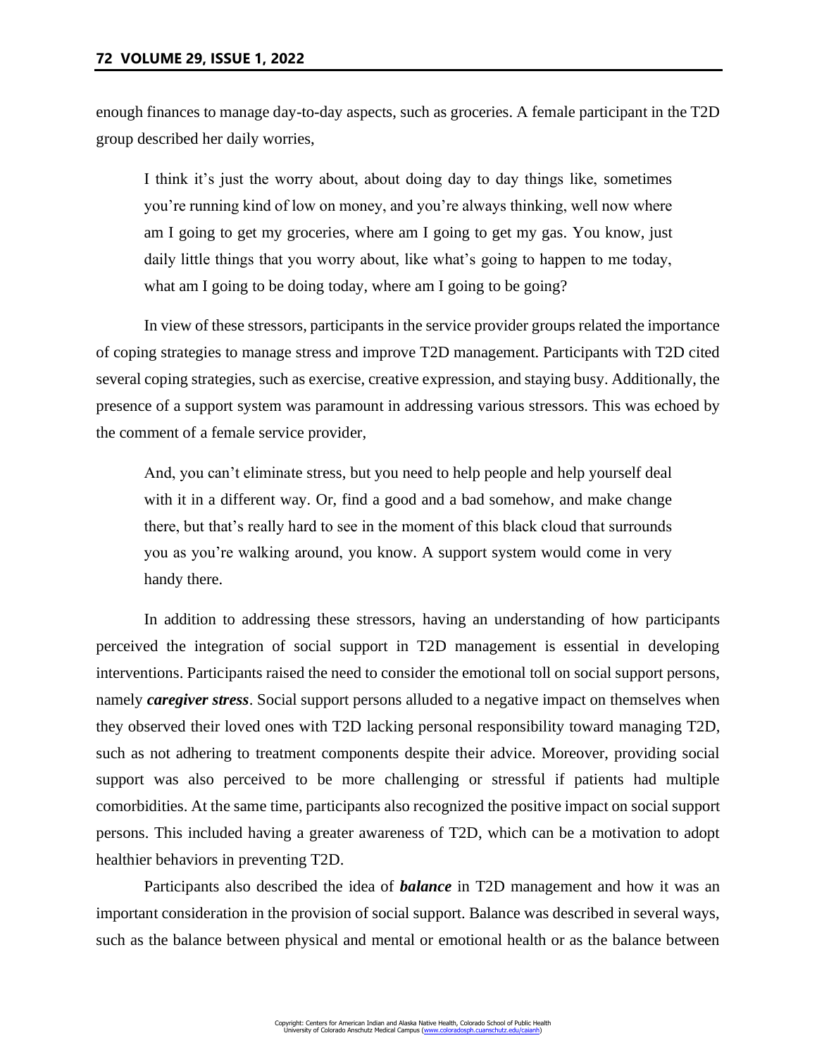enough finances to manage day-to-day aspects, such as groceries. A female participant in the T2D group described her daily worries,

> I think it's just the worry about, about doing day to day things like, sometimes you're running kind of low on money, and you're always thinking, well now where am I going to get my groceries, where am I going to get my gas. You know, just daily little things that you worry about, like what's going to happen to me today, what am I going to be doing today, where am I going to be going?

In view of these stressors, participants in the service provider groups related the importance of coping strategies to manage stress and improve T2D management. Participants with T2D cited several coping strategies, such as exercise, creative expression, and staying busy. Additionally, the presence of a support system was paramount in addressing various stressors. This was echoed by the comment of a female service provider,

> And, you can't eliminate stress, but you need to help people and help yourself deal with it in a different way. Or, find a good and a bad somehow, and make change there, but that's really hard to see in the moment of this black cloud that surrounds you as you're walking around, you know. A support system would come in very handy there.

In addition to addressing these stressors, having an understanding of how participants perceived the integration of social support in T2D management is essential in developing interventions. Participants raised the need to consider the emotional toll on social support persons, namely ***caregiver stress***. Social support persons alluded to a negative impact on themselves when they observed their loved ones with T2D lacking personal responsibility toward managing T2D, such as not adhering to treatment components despite their advice. Moreover, providing social support was also perceived to be more challenging or stressful if patients had multiple comorbidities. At the same time, participants also recognized the positive impact on social support persons. This included having a greater awareness of T2D, which can be a motivation to adopt healthier behaviors in preventing T2D.

Participants also described the idea of ***balance*** in T2D management and how it was an important consideration in the provision of social support. Balance was described in several ways, such as the balance between physical and mental or emotional health or as the balance between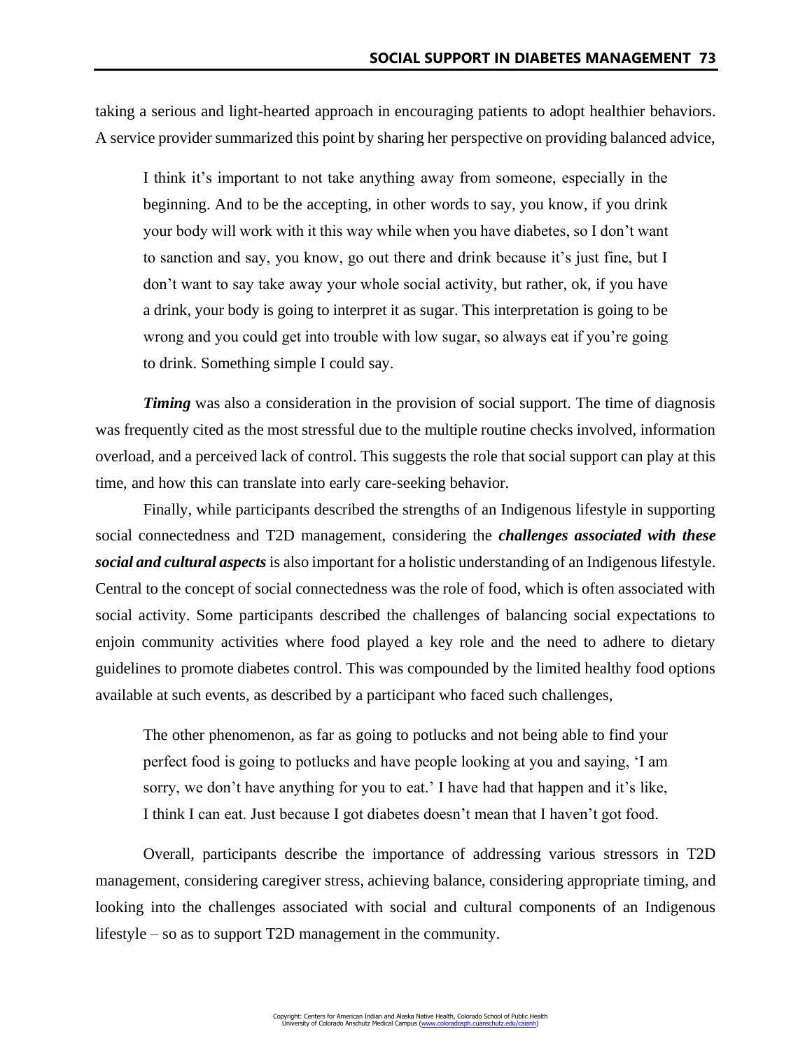taking a serious and light-hearted approach in encouraging patients to adopt healthier behaviors. A service provider summarized this point by sharing her perspective on providing balanced advice,

> I think it's important to not take anything away from someone, especially in the beginning. And to be the accepting, in other words to say, you know, if you drink your body will work with it this way while when you have diabetes, so I don't want to sanction and say, you know, go out there and drink because it's just fine, but I don't want to say take away your whole social activity, but rather, ok, if you have a drink, your body is going to interpret it as sugar. This interpretation is going to be wrong and you could get into trouble with low sugar, so always eat if you're going to drink. Something simple I could say.

***Timing*** was also a consideration in the provision of social support. The time of diagnosis was frequently cited as the most stressful due to the multiple routine checks involved, information overload, and a perceived lack of control. This suggests the role that social support can play at this time, and how this can translate into early care-seeking behavior.

Finally, while participants described the strengths of an Indigenous lifestyle in supporting social connectedness and T2D management, considering the ***challenges associated with these social and cultural aspects*** is also important for a holistic understanding of an Indigenous lifestyle. Central to the concept of social connectedness was the role of food, which is often associated with social activity. Some participants described the challenges of balancing social expectations to enjoin community activities where food played a key role and the need to adhere to dietary guidelines to promote diabetes control. This was compounded by the limited healthy food options available at such events, as described by a participant who faced such challenges,

> The other phenomenon, as far as going to potlucks and not being able to find your perfect food is going to potlucks and have people looking at you and saying, 'I am sorry, we don't have anything for you to eat.' I have had that happen and it's like, I think I can eat. Just because I got diabetes doesn't mean that I haven't got food.

Overall, participants describe the importance of addressing various stressors in T2D management, considering caregiver stress, achieving balance, considering appropriate timing, and looking into the challenges associated with social and cultural components of an Indigenous lifestyle – so as to support T2D management in the community.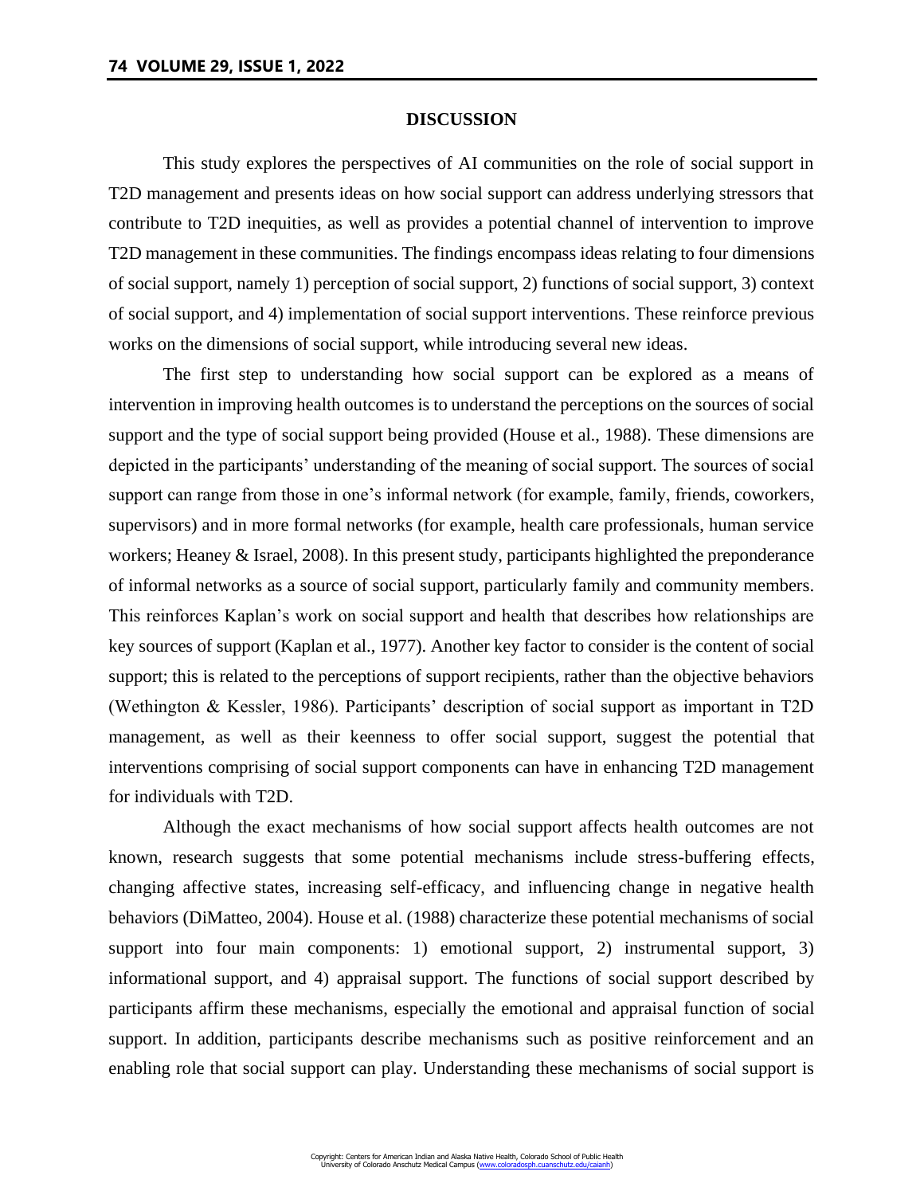## DISCUSSION

This study explores the perspectives of AI communities on the role of social support in T2D management and presents ideas on how social support can address underlying stressors that contribute to T2D inequities, as well as provides a potential channel of intervention to improve T2D management in these communities. The findings encompass ideas relating to four dimensions of social support, namely 1) perception of social support, 2) functions of social support, 3) context of social support, and 4) implementation of social support interventions. These reinforce previous works on the dimensions of social support, while introducing several new ideas.

The first step to understanding how social support can be explored as a means of intervention in improving health outcomes is to understand the perceptions on the sources of social support and the type of social support being provided (House et al., 1988). These dimensions are depicted in the participants' understanding of the meaning of social support. The sources of social support can range from those in one's informal network (for example, family, friends, coworkers, supervisors) and in more formal networks (for example, health care professionals, human service workers; Heaney & Israel, 2008). In this present study, participants highlighted the preponderance of informal networks as a source of social support, particularly family and community members. This reinforces Kaplan's work on social support and health that describes how relationships are key sources of support (Kaplan et al., 1977). Another key factor to consider is the content of social support; this is related to the perceptions of support recipients, rather than the objective behaviors (Wethington & Kessler, 1986). Participants' description of social support as important in T2D management, as well as their keenness to offer social support, suggest the potential that interventions comprising of social support components can have in enhancing T2D management for individuals with T2D.

Although the exact mechanisms of how social support affects health outcomes are not known, research suggests that some potential mechanisms include stress-buffering effects, changing affective states, increasing self-efficacy, and influencing change in negative health behaviors (DiMatteo, 2004). House et al. (1988) characterize these potential mechanisms of social support into four main components: 1) emotional support, 2) instrumental support, 3) informational support, and 4) appraisal support. The functions of social support described by participants affirm these mechanisms, especially the emotional and appraisal function of social support. In addition, participants describe mechanisms such as positive reinforcement and an enabling role that social support can play. Understanding these mechanisms of social support is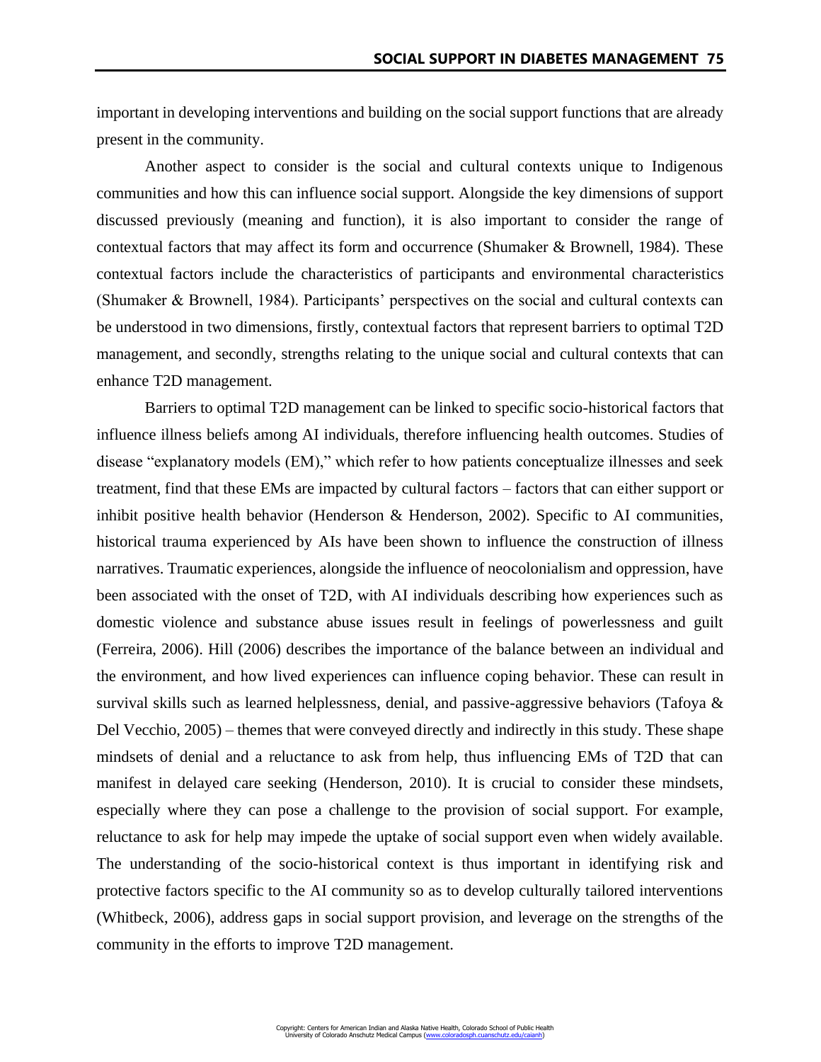important in developing interventions and building on the social support functions that are already present in the community.

Another aspect to consider is the social and cultural contexts unique to Indigenous communities and how this can influence social support. Alongside the key dimensions of support discussed previously (meaning and function), it is also important to consider the range of contextual factors that may affect its form and occurrence (Shumaker & Brownell, 1984). These contextual factors include the characteristics of participants and environmental characteristics (Shumaker & Brownell, 1984). Participants' perspectives on the social and cultural contexts can be understood in two dimensions, firstly, contextual factors that represent barriers to optimal T2D management, and secondly, strengths relating to the unique social and cultural contexts that can enhance T2D management.

Barriers to optimal T2D management can be linked to specific socio-historical factors that influence illness beliefs among AI individuals, therefore influencing health outcomes. Studies of disease "explanatory models (EM)," which refer to how patients conceptualize illnesses and seek treatment, find that these EMs are impacted by cultural factors – factors that can either support or inhibit positive health behavior (Henderson & Henderson, 2002). Specific to AI communities, historical trauma experienced by AIs have been shown to influence the construction of illness narratives. Traumatic experiences, alongside the influence of neocolonialism and oppression, have been associated with the onset of T2D, with AI individuals describing how experiences such as domestic violence and substance abuse issues result in feelings of powerlessness and guilt (Ferreira, 2006). Hill (2006) describes the importance of the balance between an individual and the environment, and how lived experiences can influence coping behavior. These can result in survival skills such as learned helplessness, denial, and passive-aggressive behaviors (Tafoya & Del Vecchio, 2005) – themes that were conveyed directly and indirectly in this study. These shape mindsets of denial and a reluctance to ask from help, thus influencing EMs of T2D that can manifest in delayed care seeking (Henderson, 2010). It is crucial to consider these mindsets, especially where they can pose a challenge to the provision of social support. For example, reluctance to ask for help may impede the uptake of social support even when widely available. The understanding of the socio-historical context is thus important in identifying risk and protective factors specific to the AI community so as to develop culturally tailored interventions (Whitbeck, 2006), address gaps in social support provision, and leverage on the strengths of the community in the efforts to improve T2D management.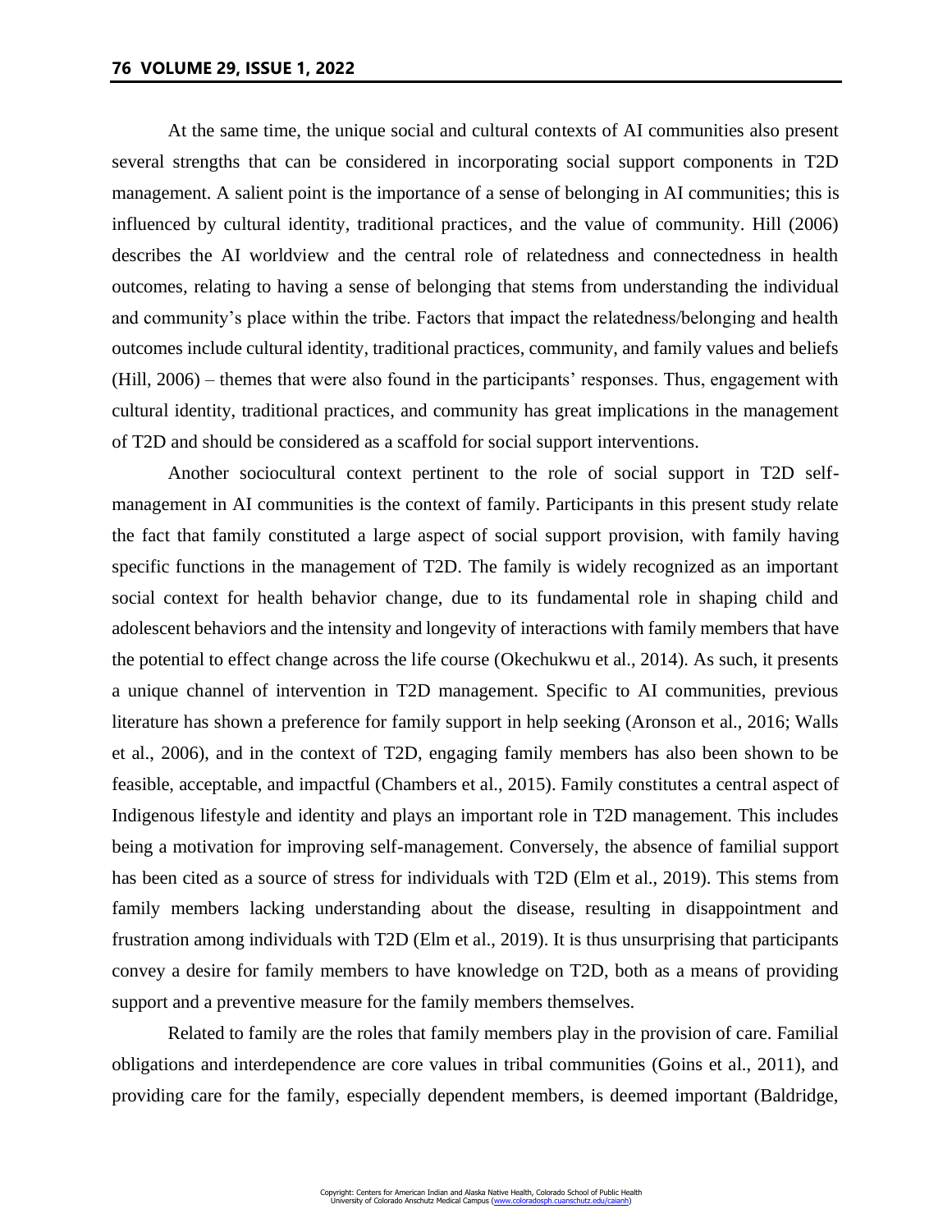At the same time, the unique social and cultural contexts of AI communities also present several strengths that can be considered in incorporating social support components in T2D management. A salient point is the importance of a sense of belonging in AI communities; this is influenced by cultural identity, traditional practices, and the value of community. Hill (2006) describes the AI worldview and the central role of relatedness and connectedness in health outcomes, relating to having a sense of belonging that stems from understanding the individual and community's place within the tribe. Factors that impact the relatedness/belonging and health outcomes include cultural identity, traditional practices, community, and family values and beliefs (Hill, 2006) – themes that were also found in the participants' responses. Thus, engagement with cultural identity, traditional practices, and community has great implications in the management of T2D and should be considered as a scaffold for social support interventions.

Another sociocultural context pertinent to the role of social support in T2D self-management in AI communities is the context of family. Participants in this present study relate the fact that family constituted a large aspect of social support provision, with family having specific functions in the management of T2D. The family is widely recognized as an important social context for health behavior change, due to its fundamental role in shaping child and adolescent behaviors and the intensity and longevity of interactions with family members that have the potential to effect change across the life course (Okechukwu et al., 2014). As such, it presents a unique channel of intervention in T2D management. Specific to AI communities, previous literature has shown a preference for family support in help seeking (Aronson et al., 2016; Walls et al., 2006), and in the context of T2D, engaging family members has also been shown to be feasible, acceptable, and impactful (Chambers et al., 2015). Family constitutes a central aspect of Indigenous lifestyle and identity and plays an important role in T2D management. This includes being a motivation for improving self-management. Conversely, the absence of familial support has been cited as a source of stress for individuals with T2D (Elm et al., 2019). This stems from family members lacking understanding about the disease, resulting in disappointment and frustration among individuals with T2D (Elm et al., 2019). It is thus unsurprising that participants convey a desire for family members to have knowledge on T2D, both as a means of providing support and a preventive measure for the family members themselves.

Related to family are the roles that family members play in the provision of care. Familial obligations and interdependence are core values in tribal communities (Goins et al., 2011), and providing care for the family, especially dependent members, is deemed important (Baldridge,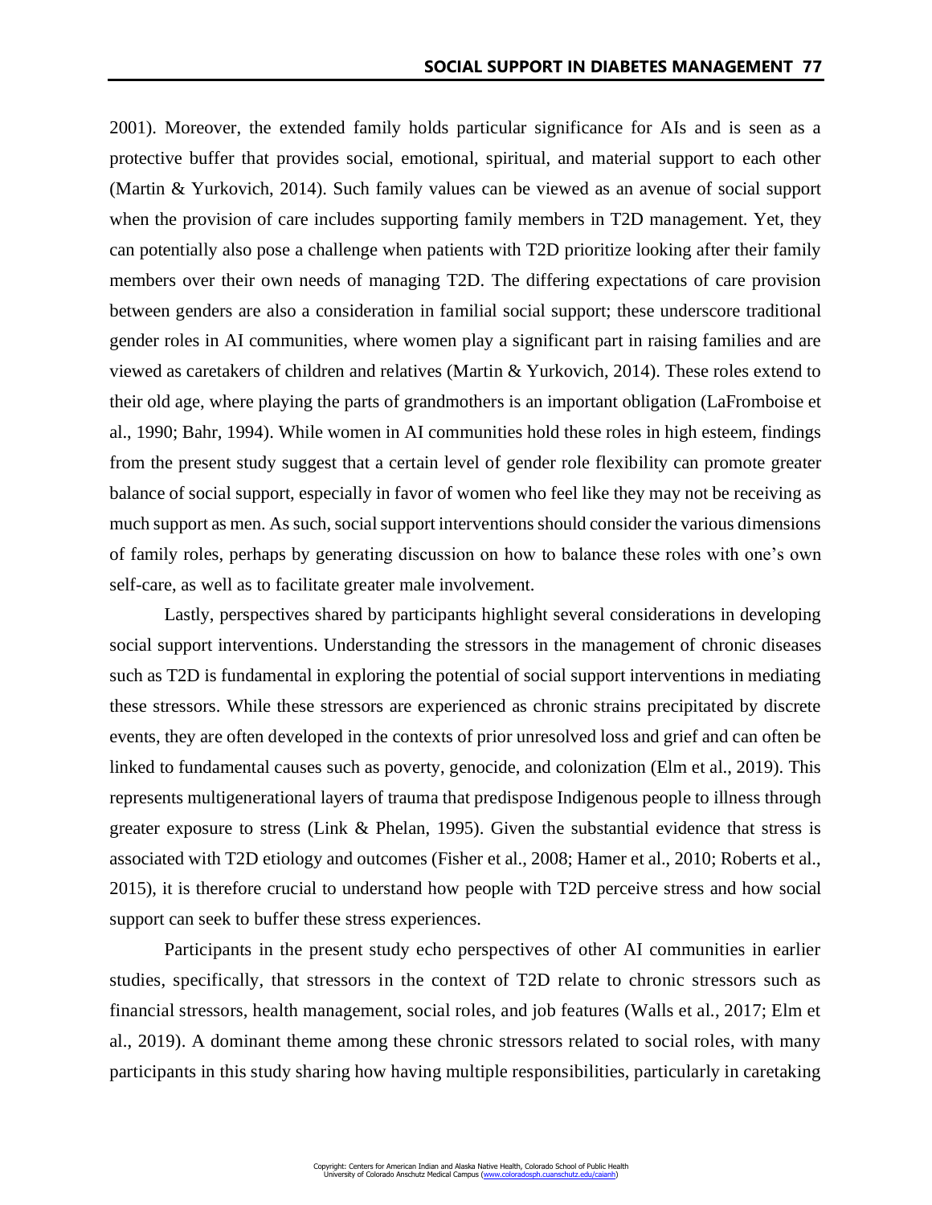2001). Moreover, the extended family holds particular significance for AIs and is seen as a protective buffer that provides social, emotional, spiritual, and material support to each other (Martin & Yurkovich, 2014). Such family values can be viewed as an avenue of social support when the provision of care includes supporting family members in T2D management. Yet, they can potentially also pose a challenge when patients with T2D prioritize looking after their family members over their own needs of managing T2D. The differing expectations of care provision between genders are also a consideration in familial social support; these underscore traditional gender roles in AI communities, where women play a significant part in raising families and are viewed as caretakers of children and relatives (Martin & Yurkovich, 2014). These roles extend to their old age, where playing the parts of grandmothers is an important obligation (LaFromboise et al., 1990; Bahr, 1994). While women in AI communities hold these roles in high esteem, findings from the present study suggest that a certain level of gender role flexibility can promote greater balance of social support, especially in favor of women who feel like they may not be receiving as much support as men. As such, social support interventions should consider the various dimensions of family roles, perhaps by generating discussion on how to balance these roles with one's own self-care, as well as to facilitate greater male involvement.

Lastly, perspectives shared by participants highlight several considerations in developing social support interventions. Understanding the stressors in the management of chronic diseases such as T2D is fundamental in exploring the potential of social support interventions in mediating these stressors. While these stressors are experienced as chronic strains precipitated by discrete events, they are often developed in the contexts of prior unresolved loss and grief and can often be linked to fundamental causes such as poverty, genocide, and colonization (Elm et al., 2019). This represents multigenerational layers of trauma that predispose Indigenous people to illness through greater exposure to stress (Link & Phelan, 1995). Given the substantial evidence that stress is associated with T2D etiology and outcomes (Fisher et al., 2008; Hamer et al., 2010; Roberts et al., 2015), it is therefore crucial to understand how people with T2D perceive stress and how social support can seek to buffer these stress experiences.

Participants in the present study echo perspectives of other AI communities in earlier studies, specifically, that stressors in the context of T2D relate to chronic stressors such as financial stressors, health management, social roles, and job features (Walls et al., 2017; Elm et al., 2019). A dominant theme among these chronic stressors related to social roles, with many participants in this study sharing how having multiple responsibilities, particularly in caretaking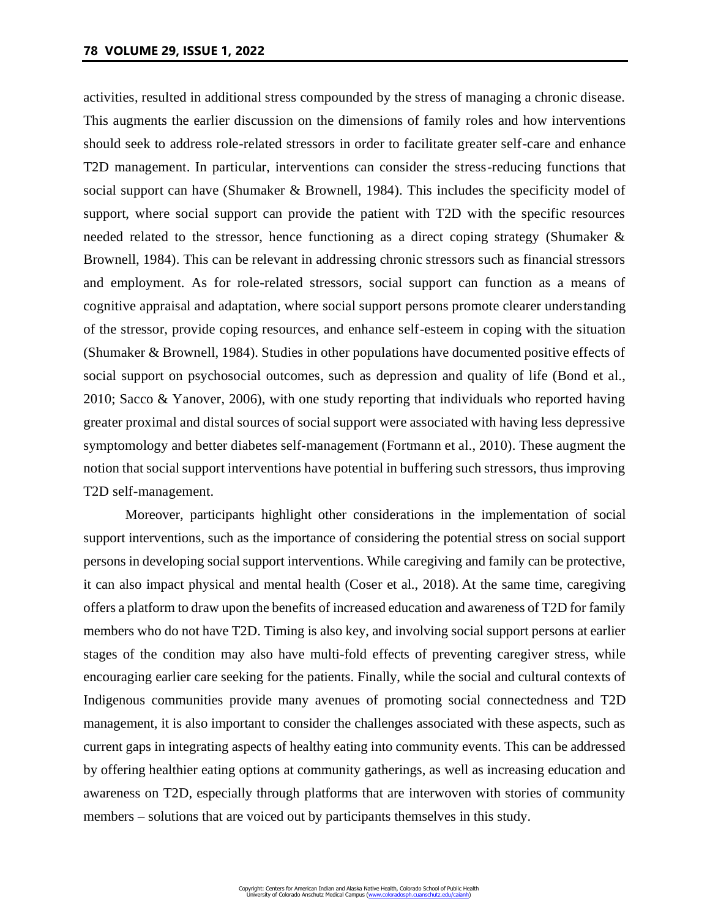activities, resulted in additional stress compounded by the stress of managing a chronic disease. This augments the earlier discussion on the dimensions of family roles and how interventions should seek to address role-related stressors in order to facilitate greater self-care and enhance T2D management. In particular, interventions can consider the stress-reducing functions that social support can have (Shumaker & Brownell, 1984). This includes the specificity model of support, where social support can provide the patient with T2D with the specific resources needed related to the stressor, hence functioning as a direct coping strategy (Shumaker & Brownell, 1984). This can be relevant in addressing chronic stressors such as financial stressors and employment. As for role-related stressors, social support can function as a means of cognitive appraisal and adaptation, where social support persons promote clearer understanding of the stressor, provide coping resources, and enhance self-esteem in coping with the situation (Shumaker & Brownell, 1984). Studies in other populations have documented positive effects of social support on psychosocial outcomes, such as depression and quality of life (Bond et al., 2010; Sacco & Yanover, 2006), with one study reporting that individuals who reported having greater proximal and distal sources of social support were associated with having less depressive symptomology and better diabetes self-management (Fortmann et al., 2010). These augment the notion that social support interventions have potential in buffering such stressors, thus improving T2D self-management.

Moreover, participants highlight other considerations in the implementation of social support interventions, such as the importance of considering the potential stress on social support persons in developing social support interventions. While caregiving and family can be protective, it can also impact physical and mental health (Coser et al., 2018). At the same time, caregiving offers a platform to draw upon the benefits of increased education and awareness of T2D for family members who do not have T2D. Timing is also key, and involving social support persons at earlier stages of the condition may also have multi-fold effects of preventing caregiver stress, while encouraging earlier care seeking for the patients. Finally, while the social and cultural contexts of Indigenous communities provide many avenues of promoting social connectedness and T2D management, it is also important to consider the challenges associated with these aspects, such as current gaps in integrating aspects of healthy eating into community events. This can be addressed by offering healthier eating options at community gatherings, as well as increasing education and awareness on T2D, especially through platforms that are interwoven with stories of community members – solutions that are voiced out by participants themselves in this study.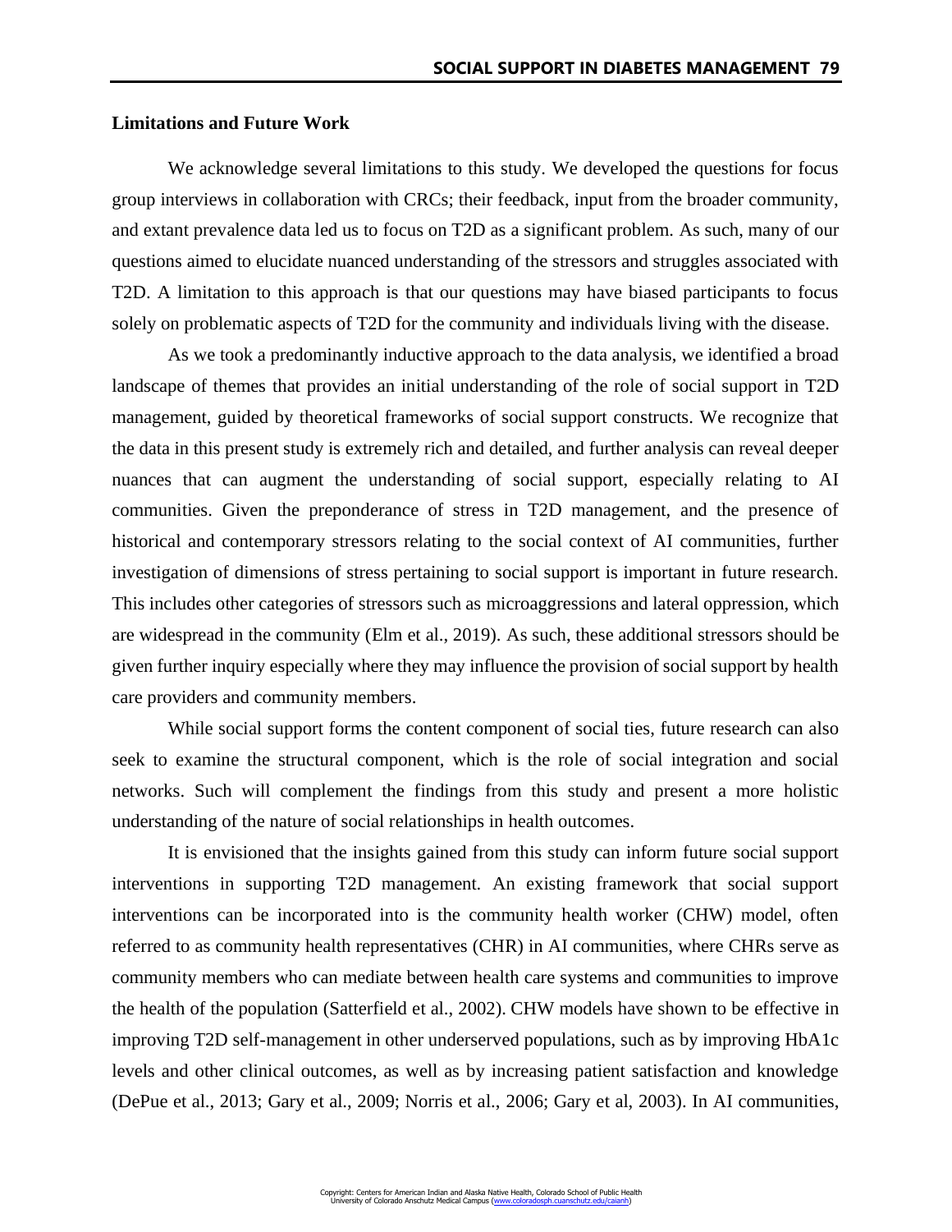### Limitations and Future Work

We acknowledge several limitations to this study. We developed the questions for focus group interviews in collaboration with CRCs; their feedback, input from the broader community, and extant prevalence data led us to focus on T2D as a significant problem. As such, many of our questions aimed to elucidate nuanced understanding of the stressors and struggles associated with T2D. A limitation to this approach is that our questions may have biased participants to focus solely on problematic aspects of T2D for the community and individuals living with the disease.

As we took a predominantly inductive approach to the data analysis, we identified a broad landscape of themes that provides an initial understanding of the role of social support in T2D management, guided by theoretical frameworks of social support constructs. We recognize that the data in this present study is extremely rich and detailed, and further analysis can reveal deeper nuances that can augment the understanding of social support, especially relating to AI communities. Given the preponderance of stress in T2D management, and the presence of historical and contemporary stressors relating to the social context of AI communities, further investigation of dimensions of stress pertaining to social support is important in future research. This includes other categories of stressors such as microaggressions and lateral oppression, which are widespread in the community (Elm et al., 2019). As such, these additional stressors should be given further inquiry especially where they may influence the provision of social support by health care providers and community members.

While social support forms the content component of social ties, future research can also seek to examine the structural component, which is the role of social integration and social networks. Such will complement the findings from this study and present a more holistic understanding of the nature of social relationships in health outcomes.

It is envisioned that the insights gained from this study can inform future social support interventions in supporting T2D management. An existing framework that social support interventions can be incorporated into is the community health worker (CHW) model, often referred to as community health representatives (CHR) in AI communities, where CHRs serve as community members who can mediate between health care systems and communities to improve the health of the population (Satterfield et al., 2002). CHW models have shown to be effective in improving T2D self-management in other underserved populations, such as by improving HbA1c levels and other clinical outcomes, as well as by increasing patient satisfaction and knowledge (DePue et al., 2013; Gary et al., 2009; Norris et al., 2006; Gary et al, 2003). In AI communities,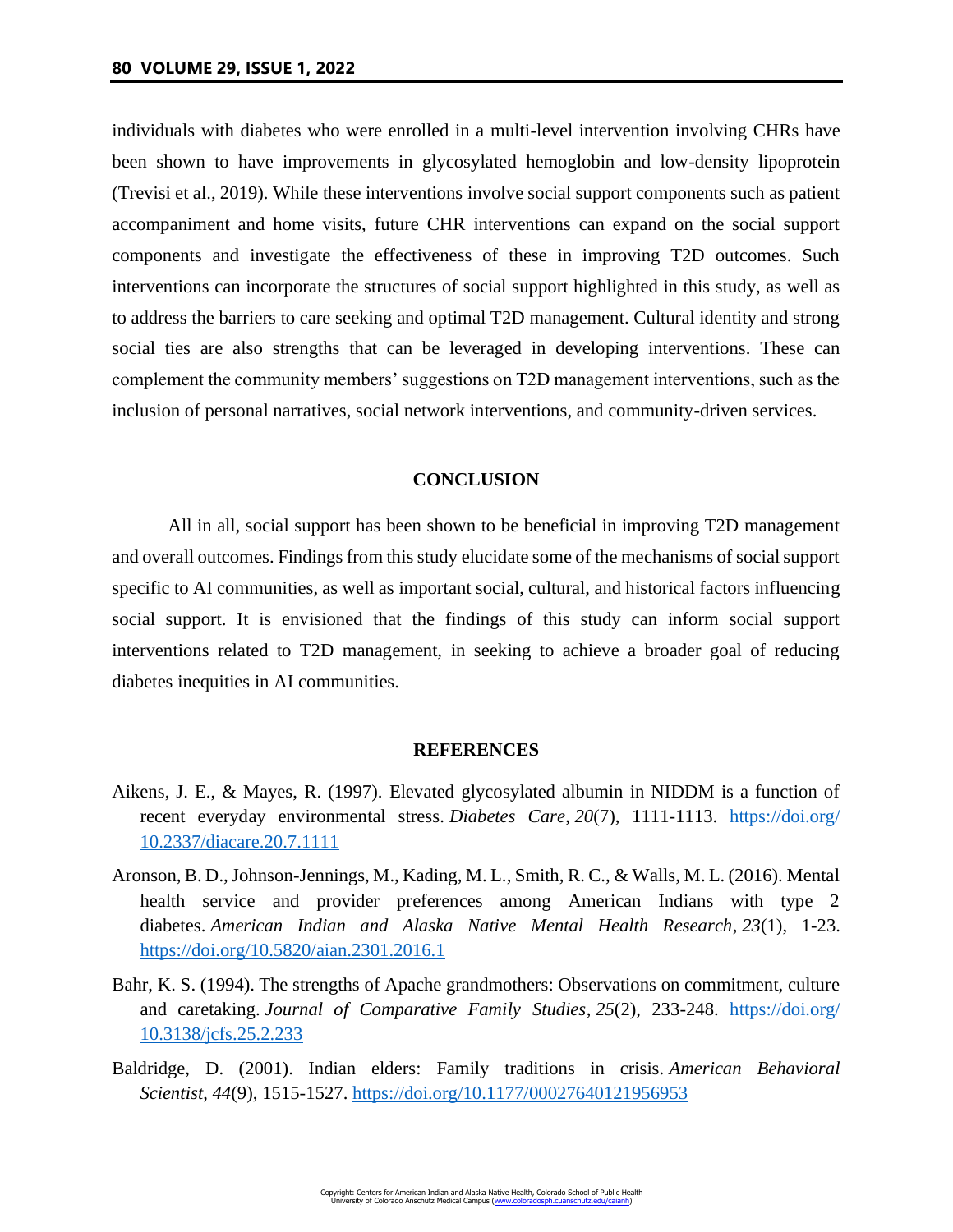individuals with diabetes who were enrolled in a multi-level intervention involving CHRs have been shown to have improvements in glycosylated hemoglobin and low-density lipoprotein (Trevisi et al., 2019). While these interventions involve social support components such as patient accompaniment and home visits, future CHR interventions can expand on the social support components and investigate the effectiveness of these in improving T2D outcomes. Such interventions can incorporate the structures of social support highlighted in this study, as well as to address the barriers to care seeking and optimal T2D management. Cultural identity and strong social ties are also strengths that can be leveraged in developing interventions. These can complement the community members' suggestions on T2D management interventions, such as the inclusion of personal narratives, social network interventions, and community-driven services.

## CONCLUSION

All in all, social support has been shown to be beneficial in improving T2D management and overall outcomes. Findings from this study elucidate some of the mechanisms of social support specific to AI communities, as well as important social, cultural, and historical factors influencing social support. It is envisioned that the findings of this study can inform social support interventions related to T2D management, in seeking to achieve a broader goal of reducing diabetes inequities in AI communities.

## REFERENCES

Aikens, J. E., & Mayes, R. (1997). Elevated glycosylated albumin in NIDDM is a function of recent everyday environmental stress. *Diabetes Care*, *20*(7), 1111-1113. https://doi.org/10.2337/diacare.20.7.1111

Aronson, B. D., Johnson-Jennings, M., Kading, M. L., Smith, R. C., & Walls, M. L. (2016). Mental health service and provider preferences among American Indians with type 2 diabetes. *American Indian and Alaska Native Mental Health Research*, *23*(1), 1-23. https://doi.org/10.5820/aian.2301.2016.1

Bahr, K. S. (1994). The strengths of Apache grandmothers: Observations on commitment, culture and caretaking. *Journal of Comparative Family Studies*, *25*(2), 233-248. https://doi.org/10.3138/jcfs.25.2.233

Baldridge, D. (2001). Indian elders: Family traditions in crisis. *American Behavioral Scientist*, *44*(9), 1515-1527. https://doi.org/10.1177/00027640121956953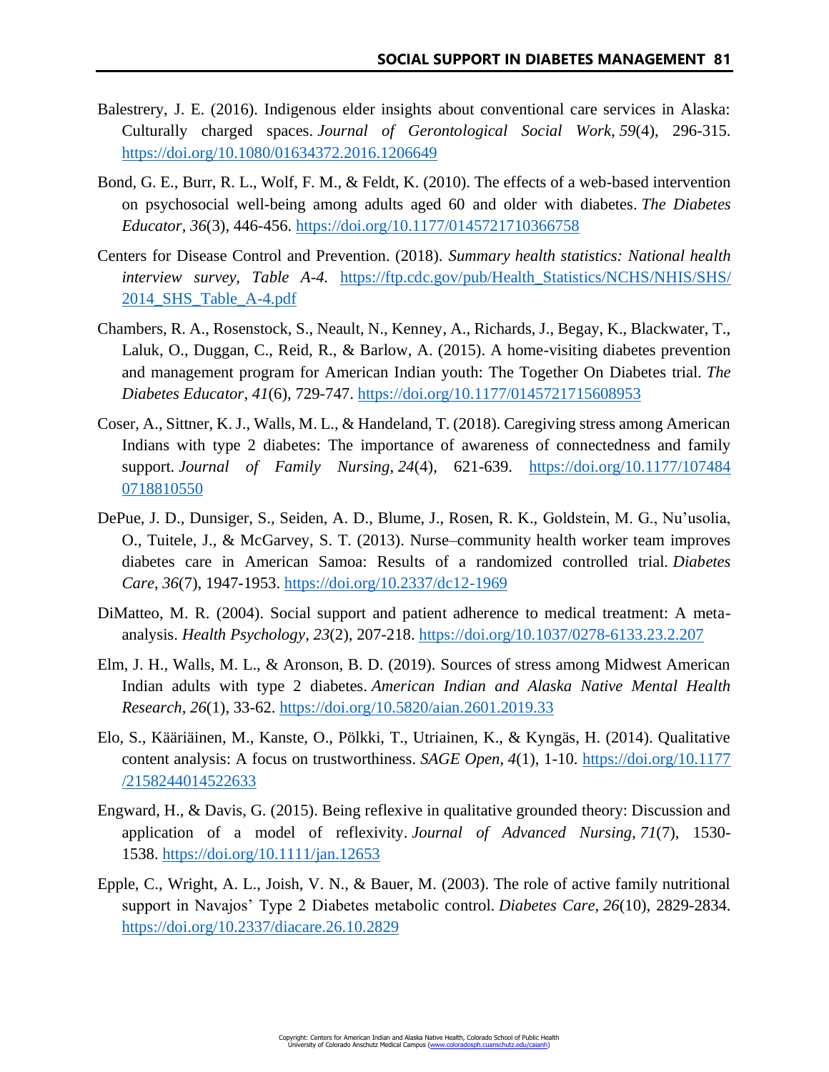Balestrery, J. E. (2016). Indigenous elder insights about conventional care services in Alaska: Culturally charged spaces. *Journal of Gerontological Social Work*, *59*(4), 296-315. https://doi.org/10.1080/01634372.2016.1206649

Bond, G. E., Burr, R. L., Wolf, F. M., & Feldt, K. (2010). The effects of a web-based intervention on psychosocial well-being among adults aged 60 and older with diabetes. *The Diabetes Educator*, *36*(3), 446-456. https://doi.org/10.1177/0145721710366758

Centers for Disease Control and Prevention. (2018). *Summary health statistics: National health interview survey, Table A-4.* https://ftp.cdc.gov/pub/Health_Statistics/NCHS/NHIS/SHS/2014_SHS_Table_A-4.pdf

Chambers, R. A., Rosenstock, S., Neault, N., Kenney, A., Richards, J., Begay, K., Blackwater, T., Laluk, O., Duggan, C., Reid, R., & Barlow, A. (2015). A home-visiting diabetes prevention and management program for American Indian youth: The Together On Diabetes trial. *The Diabetes Educator*, *41*(6), 729-747. https://doi.org/10.1177/0145721715608953

Coser, A., Sittner, K. J., Walls, M. L., & Handeland, T. (2018). Caregiving stress among American Indians with type 2 diabetes: The importance of awareness of connectedness and family support. *Journal of Family Nursing*, *24*(4), 621-639. https://doi.org/10.1177/1074840718810550

DePue, J. D., Dunsiger, S., Seiden, A. D., Blume, J., Rosen, R. K., Goldstein, M. G., Nu'usolia, O., Tuitele, J., & McGarvey, S. T. (2013). Nurse–community health worker team improves diabetes care in American Samoa: Results of a randomized controlled trial. *Diabetes Care*, *36*(7), 1947-1953. https://doi.org/10.2337/dc12-1969

DiMatteo, M. R. (2004). Social support and patient adherence to medical treatment: A meta-analysis. *Health Psychology*, *23*(2), 207-218. https://doi.org/10.1037/0278-6133.23.2.207

Elm, J. H., Walls, M. L., & Aronson, B. D. (2019). Sources of stress among Midwest American Indian adults with type 2 diabetes. *American Indian and Alaska Native Mental Health Research*, *26*(1), 33-62. https://doi.org/10.5820/aian.2601.2019.33

Elo, S., Kääriäinen, M., Kanste, O., Pölkki, T., Utriainen, K., & Kyngäs, H. (2014). Qualitative content analysis: A focus on trustworthiness. *SAGE Open*, *4*(1), 1-10. https://doi.org/10.1177/2158244014522633

Engward, H., & Davis, G. (2015). Being reflexive in qualitative grounded theory: Discussion and application of a model of reflexivity. *Journal of Advanced Nursing*, *71*(7), 1530-1538. https://doi.org/10.1111/jan.12653

Epple, C., Wright, A. L., Joish, V. N., & Bauer, M. (2003). The role of active family nutritional support in Navajos' Type 2 Diabetes metabolic control. *Diabetes Care*, *26*(10), 2829-2834. https://doi.org/10.2337/diacare.26.10.2829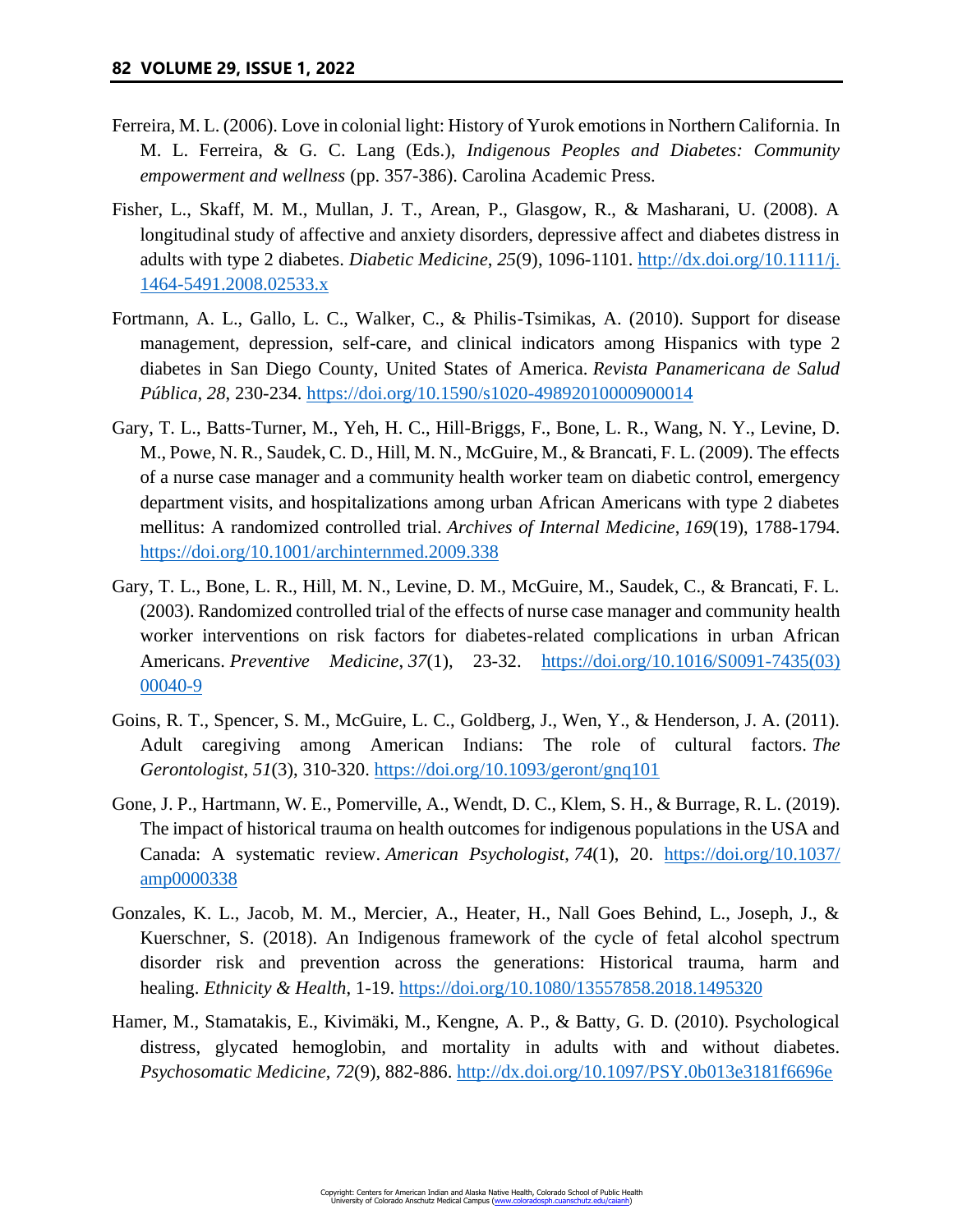Ferreira, M. L. (2006). Love in colonial light: History of Yurok emotions in Northern California. In M. L. Ferreira, & G. C. Lang (Eds.), *Indigenous Peoples and Diabetes: Community empowerment and wellness* (pp. 357-386). Carolina Academic Press.

Fisher, L., Skaff, M. M., Mullan, J. T., Arean, P., Glasgow, R., & Masharani, U. (2008). A longitudinal study of affective and anxiety disorders, depressive affect and diabetes distress in adults with type 2 diabetes. *Diabetic Medicine*, *25*(9), 1096-1101. http://dx.doi.org/10.1111/j.1464-5491.2008.02533.x

Fortmann, A. L., Gallo, L. C., Walker, C., & Philis-Tsimikas, A. (2010). Support for disease management, depression, self-care, and clinical indicators among Hispanics with type 2 diabetes in San Diego County, United States of America. *Revista Panamericana de Salud Pública*, *28*, 230-234. https://doi.org/10.1590/s1020-49892010000900014

Gary, T. L., Batts-Turner, M., Yeh, H. C., Hill-Briggs, F., Bone, L. R., Wang, N. Y., Levine, D. M., Powe, N. R., Saudek, C. D., Hill, M. N., McGuire, M., & Brancati, F. L. (2009). The effects of a nurse case manager and a community health worker team on diabetic control, emergency department visits, and hospitalizations among urban African Americans with type 2 diabetes mellitus: A randomized controlled trial. *Archives of Internal Medicine*, *169*(19), 1788-1794. https://doi.org/10.1001/archinternmed.2009.338

Gary, T. L., Bone, L. R., Hill, M. N., Levine, D. M., McGuire, M., Saudek, C., & Brancati, F. L. (2003). Randomized controlled trial of the effects of nurse case manager and community health worker interventions on risk factors for diabetes-related complications in urban African Americans. *Preventive Medicine*, *37*(1), 23-32. https://doi.org/10.1016/S0091-7435(03)00040-9

Goins, R. T., Spencer, S. M., McGuire, L. C., Goldberg, J., Wen, Y., & Henderson, J. A. (2011). Adult caregiving among American Indians: The role of cultural factors. *The Gerontologist*, *51*(3), 310-320. https://doi.org/10.1093/geront/gnq101

Gone, J. P., Hartmann, W. E., Pomerville, A., Wendt, D. C., Klem, S. H., & Burrage, R. L. (2019). The impact of historical trauma on health outcomes for indigenous populations in the USA and Canada: A systematic review. *American Psychologist*, *74*(1), 20. https://doi.org/10.1037/amp0000338

Gonzales, K. L., Jacob, M. M., Mercier, A., Heater, H., Nall Goes Behind, L., Joseph, J., & Kuerschner, S. (2018). An Indigenous framework of the cycle of fetal alcohol spectrum disorder risk and prevention across the generations: Historical trauma, harm and healing. *Ethnicity & Health*, 1-19. https://doi.org/10.1080/13557858.2018.1495320

Hamer, M., Stamatakis, E., Kivimäki, M., Kengne, A. P., & Batty, G. D. (2010). Psychological distress, glycated hemoglobin, and mortality in adults with and without diabetes. *Psychosomatic Medicine*, *72*(9), 882-886. http://dx.doi.org/10.1097/PSY.0b013e3181f6696e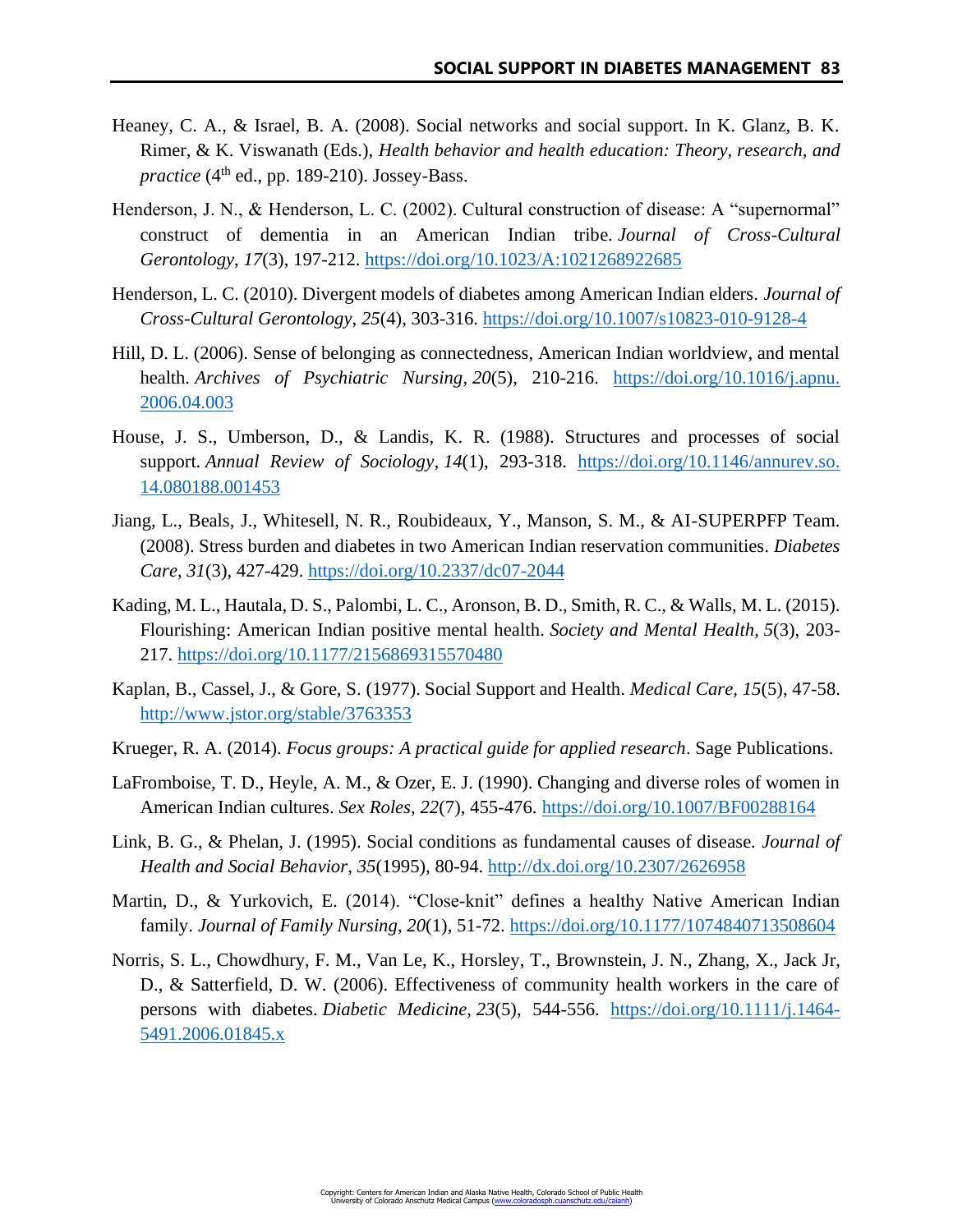Heaney, C. A., & Israel, B. A. (2008). Social networks and social support. In K. Glanz, B. K. Rimer, & K. Viswanath (Eds.), *Health behavior and health education: Theory, research, and practice* (4th ed., pp. 189-210). Jossey-Bass.

Henderson, J. N., & Henderson, L. C. (2002). Cultural construction of disease: A "supernormal" construct of dementia in an American Indian tribe. *Journal of Cross-Cultural Gerontology*, *17*(3), 197-212. https://doi.org/10.1023/A:1021268922685

Henderson, L. C. (2010). Divergent models of diabetes among American Indian elders. *Journal of Cross-Cultural Gerontology*, *25*(4), 303-316. https://doi.org/10.1007/s10823-010-9128-4

Hill, D. L. (2006). Sense of belonging as connectedness, American Indian worldview, and mental health. *Archives of Psychiatric Nursing*, *20*(5), 210-216. https://doi.org/10.1016/j.apnu.2006.04.003

House, J. S., Umberson, D., & Landis, K. R. (1988). Structures and processes of social support. *Annual Review of Sociology*, *14*(1), 293-318. https://doi.org/10.1146/annurev.so.14.080188.001453

Jiang, L., Beals, J., Whitesell, N. R., Roubideaux, Y., Manson, S. M., & AI-SUPERPFP Team. (2008). Stress burden and diabetes in two American Indian reservation communities. *Diabetes Care*, *31*(3), 427-429. https://doi.org/10.2337/dc07-2044

Kading, M. L., Hautala, D. S., Palombi, L. C., Aronson, B. D., Smith, R. C., & Walls, M. L. (2015). Flourishing: American Indian positive mental health. *Society and Mental Health*, *5*(3), 203-217. https://doi.org/10.1177/2156869315570480

Kaplan, B., Cassel, J., & Gore, S. (1977). Social Support and Health. *Medical Care*, *15*(5), 47-58. http://www.jstor.org/stable/3763353

Krueger, R. A. (2014). *Focus groups: A practical guide for applied research*. Sage Publications.

LaFromboise, T. D., Heyle, A. M., & Ozer, E. J. (1990). Changing and diverse roles of women in American Indian cultures. *Sex Roles*, *22*(7), 455-476. https://doi.org/10.1007/BF00288164

Link, B. G., & Phelan, J. (1995). Social conditions as fundamental causes of disease. *Journal of Health and Social Behavior*, *35*(1995), 80-94. http://dx.doi.org/10.2307/2626958

Martin, D., & Yurkovich, E. (2014). "Close-knit" defines a healthy Native American Indian family. *Journal of Family Nursing*, *20*(1), 51-72. https://doi.org/10.1177/1074840713508604

Norris, S. L., Chowdhury, F. M., Van Le, K., Horsley, T., Brownstein, J. N., Zhang, X., Jack Jr, D., & Satterfield, D. W. (2006). Effectiveness of community health workers in the care of persons with diabetes. *Diabetic Medicine*, *23*(5), 544-556. https://doi.org/10.1111/j.1464-5491.2006.01845.x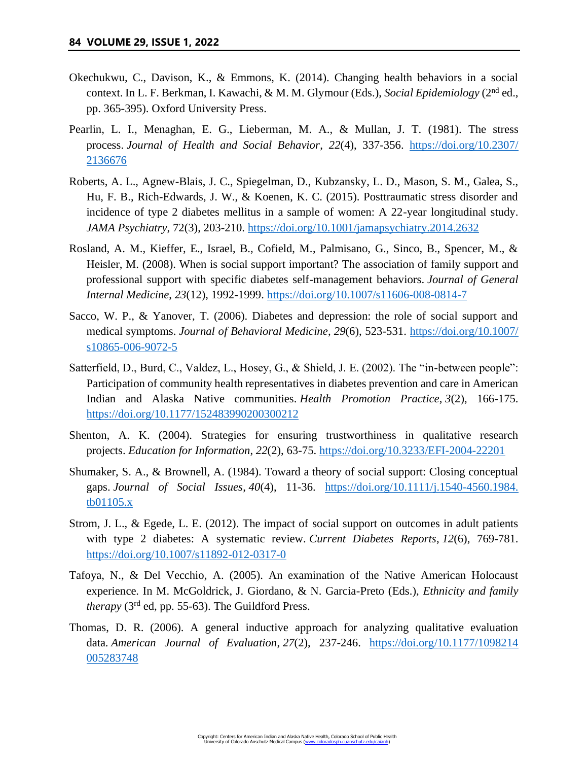Okechukwu, C., Davison, K., & Emmons, K. (2014). Changing health behaviors in a social context. In L. F. Berkman, I. Kawachi, & M. M. Glymour (Eds.), *Social Epidemiology* (2nd ed., pp. 365-395). Oxford University Press.

Pearlin, L. I., Menaghan, E. G., Lieberman, M. A., & Mullan, J. T. (1981). The stress process. *Journal of Health and Social Behavior*, *22*(4), 337-356. https://doi.org/10.2307/2136676

Roberts, A. L., Agnew-Blais, J. C., Spiegelman, D., Kubzansky, L. D., Mason, S. M., Galea, S., Hu, F. B., Rich-Edwards, J. W., & Koenen, K. C. (2015). Posttraumatic stress disorder and incidence of type 2 diabetes mellitus in a sample of women: A 22-year longitudinal study. *JAMA Psychiatry*, 72(3), 203-210. https://doi.org/10.1001/jamapsychiatry.2014.2632

Rosland, A. M., Kieffer, E., Israel, B., Cofield, M., Palmisano, G., Sinco, B., Spencer, M., & Heisler, M. (2008). When is social support important? The association of family support and professional support with specific diabetes self-management behaviors. *Journal of General Internal Medicine*, *23*(12), 1992-1999. https://doi.org/10.1007/s11606-008-0814-7

Sacco, W. P., & Yanover, T. (2006). Diabetes and depression: the role of social support and medical symptoms. *Journal of Behavioral Medicine*, *29*(6), 523-531. https://doi.org/10.1007/s10865-006-9072-5

Satterfield, D., Burd, C., Valdez, L., Hosey, G., & Shield, J. E. (2002). The "in-between people": Participation of community health representatives in diabetes prevention and care in American Indian and Alaska Native communities. *Health Promotion Practice*, *3*(2), 166-175. https://doi.org/10.1177/152483990200300212

Shenton, A. K. (2004). Strategies for ensuring trustworthiness in qualitative research projects. *Education for Information*, *22*(2), 63-75. https://doi.org/10.3233/EFI-2004-22201

Shumaker, S. A., & Brownell, A. (1984). Toward a theory of social support: Closing conceptual gaps. *Journal of Social Issues*, *40*(4), 11-36. https://doi.org/10.1111/j.1540-4560.1984.tb01105.x

Strom, J. L., & Egede, L. E. (2012). The impact of social support on outcomes in adult patients with type 2 diabetes: A systematic review. *Current Diabetes Reports*, *12*(6), 769-781. https://doi.org/10.1007/s11892-012-0317-0

Tafoya, N., & Del Vecchio, A. (2005). An examination of the Native American Holocaust experience. In M. McGoldrick, J. Giordano, & N. Garcia-Preto (Eds.), *Ethnicity and family therapy* (3rd ed, pp. 55-63). The Guildford Press.

Thomas, D. R. (2006). A general inductive approach for analyzing qualitative evaluation data. *American Journal of Evaluation*, *27*(2), 237-246. https://doi.org/10.1177/1098214005283748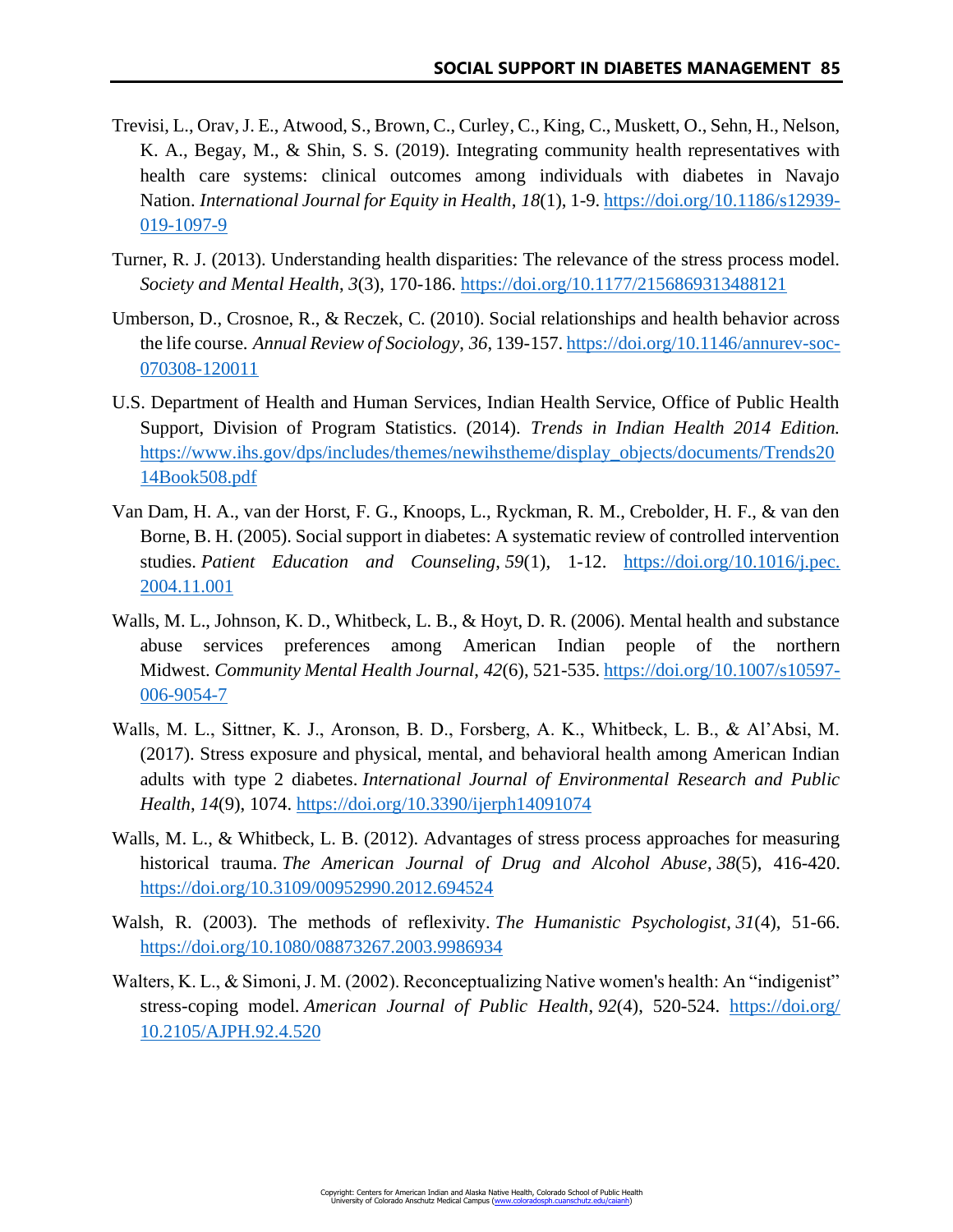Trevisi, L., Orav, J. E., Atwood, S., Brown, C., Curley, C., King, C., Muskett, O., Sehn, H., Nelson, K. A., Begay, M., & Shin, S. S. (2019). Integrating community health representatives with health care systems: clinical outcomes among individuals with diabetes in Navajo Nation. *International Journal for Equity in Health*, *18*(1), 1-9. https://doi.org/10.1186/s12939-019-1097-9

Turner, R. J. (2013). Understanding health disparities: The relevance of the stress process model. *Society and Mental Health*, *3*(3), 170-186. https://doi.org/10.1177/2156869313488121

Umberson, D., Crosnoe, R., & Reczek, C. (2010). Social relationships and health behavior across the life course. *Annual Review of Sociology*, *36*, 139-157. https://doi.org/10.1146/annurev-soc-070308-120011

U.S. Department of Health and Human Services, Indian Health Service, Office of Public Health Support, Division of Program Statistics. (2014). *Trends in Indian Health 2014 Edition.* https://www.ihs.gov/dps/includes/themes/newihstheme/display_objects/documents/Trends2014Book508.pdf

Van Dam, H. A., van der Horst, F. G., Knoops, L., Ryckman, R. M., Crebolder, H. F., & van den Borne, B. H. (2005). Social support in diabetes: A systematic review of controlled intervention studies. *Patient Education and Counseling*, *59*(1), 1-12. https://doi.org/10.1016/j.pec.2004.11.001

Walls, M. L., Johnson, K. D., Whitbeck, L. B., & Hoyt, D. R. (2006). Mental health and substance abuse services preferences among American Indian people of the northern Midwest. *Community Mental Health Journal*, *42*(6), 521-535. https://doi.org/10.1007/s10597-006-9054-7

Walls, M. L., Sittner, K. J., Aronson, B. D., Forsberg, A. K., Whitbeck, L. B., & Al'Absi, M. (2017). Stress exposure and physical, mental, and behavioral health among American Indian adults with type 2 diabetes. *International Journal of Environmental Research and Public Health*, *14*(9), 1074. https://doi.org/10.3390/ijerph14091074

Walls, M. L., & Whitbeck, L. B. (2012). Advantages of stress process approaches for measuring historical trauma. *The American Journal of Drug and Alcohol Abuse*, *38*(5), 416-420. https://doi.org/10.3109/00952990.2012.694524

Walsh, R. (2003). The methods of reflexivity. *The Humanistic Psychologist*, *31*(4), 51-66. https://doi.org/10.1080/08873267.2003.9986934

Walters, K. L., & Simoni, J. M. (2002). Reconceptualizing Native women's health: An "indigenist" stress-coping model. *American Journal of Public Health*, *92*(4), 520-524. https://doi.org/10.2105/AJPH.92.4.520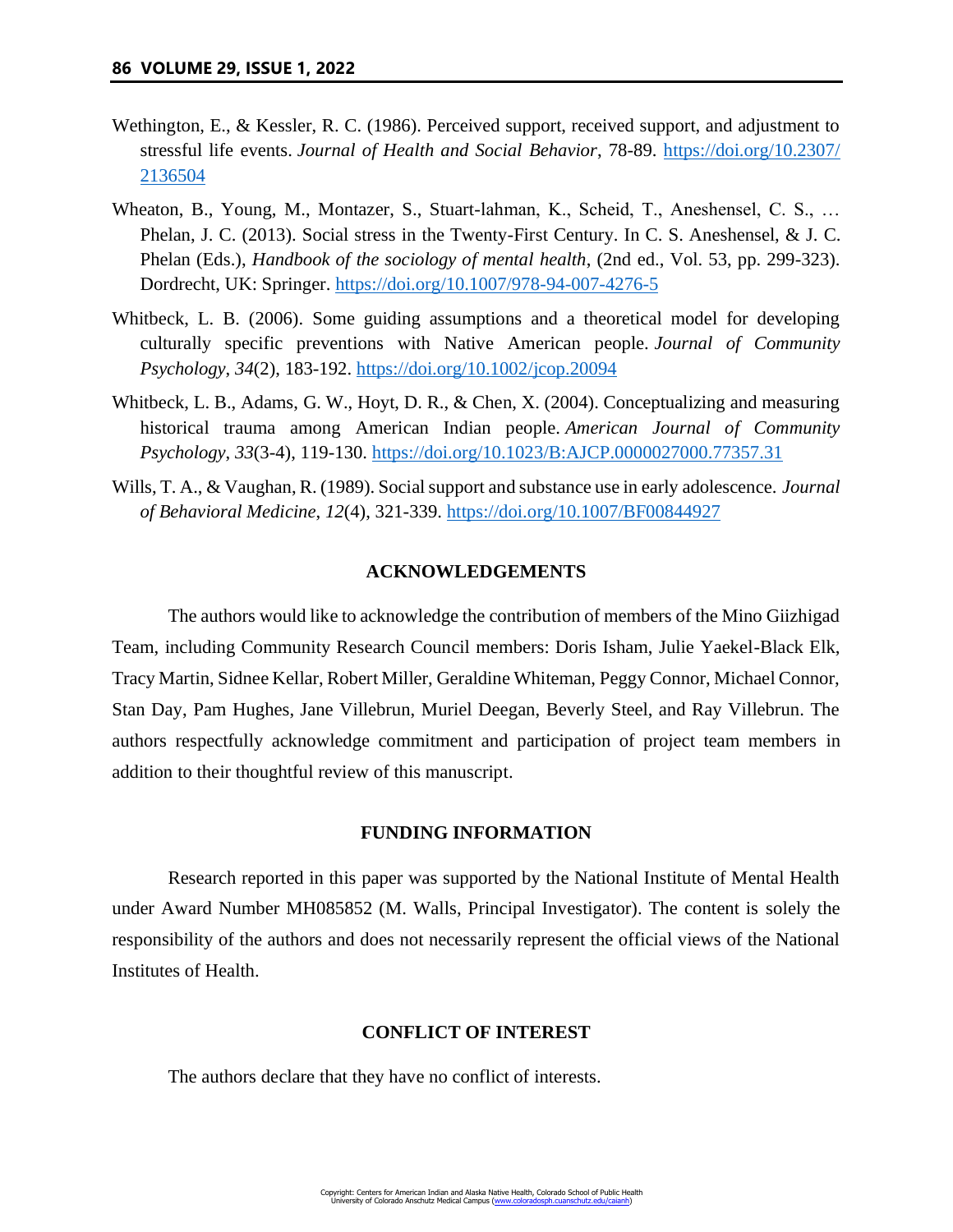Wethington, E., & Kessler, R. C. (1986). Perceived support, received support, and adjustment to stressful life events. *Journal of Health and Social Behavior*, 78-89. https://doi.org/10.2307/2136504

Wheaton, B., Young, M., Montazer, S., Stuart-lahman, K., Scheid, T., Aneshensel, C. S., … Phelan, J. C. (2013). Social stress in the Twenty-First Century. In C. S. Aneshensel, & J. C. Phelan (Eds.), *Handbook of the sociology of mental health*, (2nd ed., Vol. 53, pp. 299-323). Dordrecht, UK: Springer. https://doi.org/10.1007/978-94-007-4276-5

Whitbeck, L. B. (2006). Some guiding assumptions and a theoretical model for developing culturally specific preventions with Native American people. *Journal of Community Psychology*, *34*(2), 183-192. https://doi.org/10.1002/jcop.20094

Whitbeck, L. B., Adams, G. W., Hoyt, D. R., & Chen, X. (2004). Conceptualizing and measuring historical trauma among American Indian people. *American Journal of Community Psychology*, *33*(3-4), 119-130. https://doi.org/10.1023/B:AJCP.0000027000.77357.31

Wills, T. A., & Vaughan, R. (1989). Social support and substance use in early adolescence. *Journal of Behavioral Medicine*, *12*(4), 321-339. https://doi.org/10.1007/BF00844927

## ACKNOWLEDGEMENTS

The authors would like to acknowledge the contribution of members of the Mino Giizhigad Team, including Community Research Council members: Doris Isham, Julie Yaekel-Black Elk, Tracy Martin, Sidnee Kellar, Robert Miller, Geraldine Whiteman, Peggy Connor, Michael Connor, Stan Day, Pam Hughes, Jane Villebrun, Muriel Deegan, Beverly Steel, and Ray Villebrun. The authors respectfully acknowledge commitment and participation of project team members in addition to their thoughtful review of this manuscript.

## FUNDING INFORMATION

Research reported in this paper was supported by the National Institute of Mental Health under Award Number MH085852 (M. Walls, Principal Investigator). The content is solely the responsibility of the authors and does not necessarily represent the official views of the National Institutes of Health.

## CONFLICT OF INTEREST

The authors declare that they have no conflict of interests.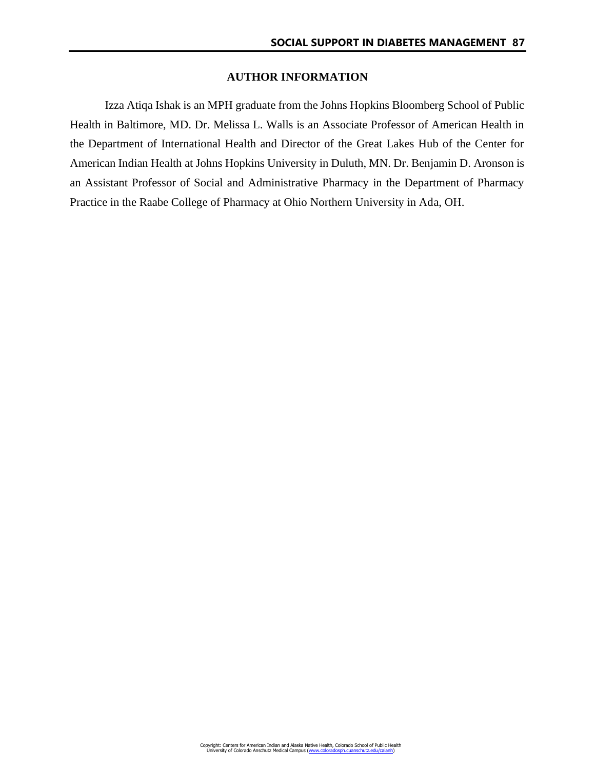## AUTHOR INFORMATION

Izza Atiqa Ishak is an MPH graduate from the Johns Hopkins Bloomberg School of Public Health in Baltimore, MD. Dr. Melissa L. Walls is an Associate Professor of American Health in the Department of International Health and Director of the Great Lakes Hub of the Center for American Indian Health at Johns Hopkins University in Duluth, MN. Dr. Benjamin D. Aronson is an Assistant Professor of Social and Administrative Pharmacy in the Department of Pharmacy Practice in the Raabe College of Pharmacy at Ohio Northern University in Ada, OH.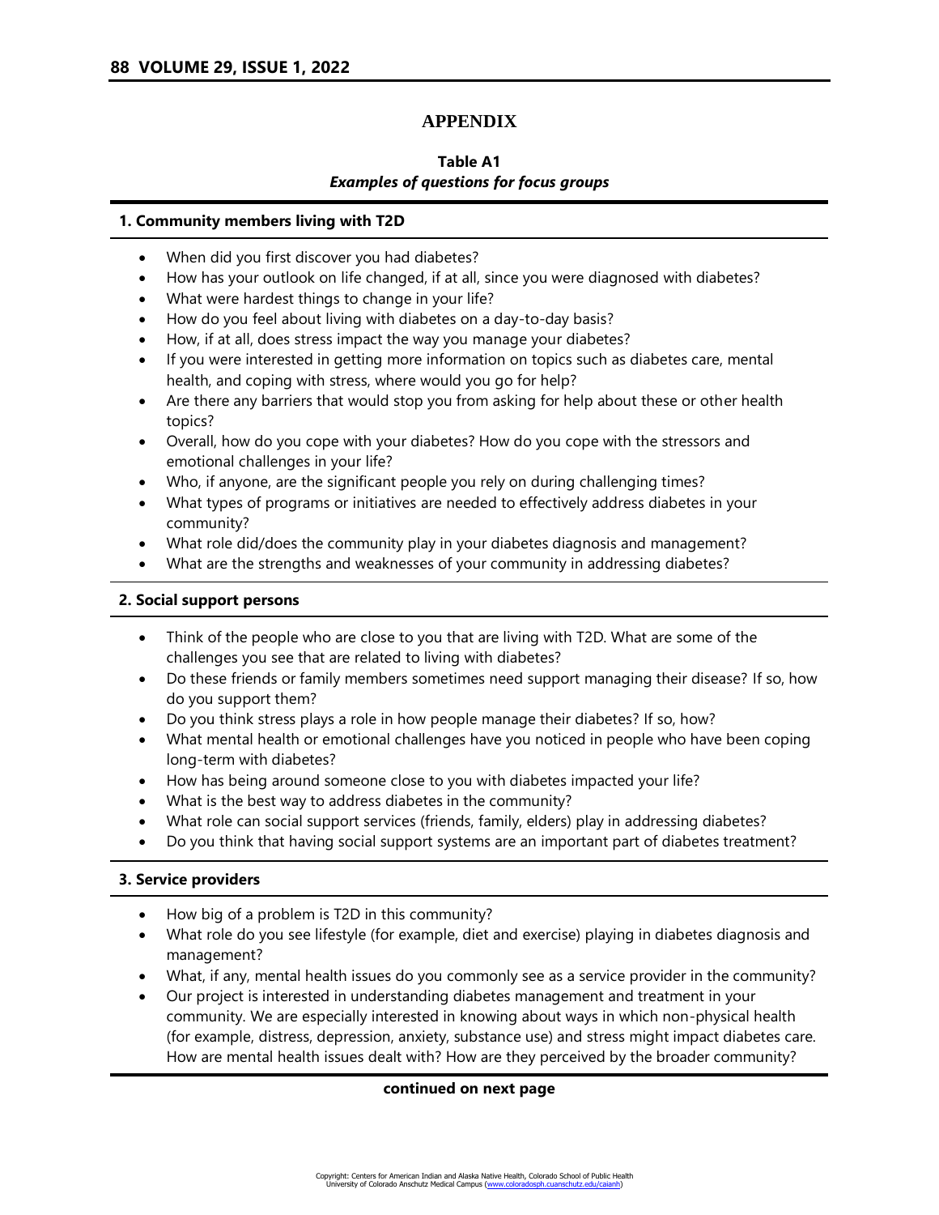# APPENDIX

**Table A1**

***Examples of questions for focus groups***

**1. Community members living with T2D**

- When did you first discover you had diabetes?
- How has your outlook on life changed, if at all, since you were diagnosed with diabetes?
- What were hardest things to change in your life?
- How do you feel about living with diabetes on a day-to-day basis?
- How, if at all, does stress impact the way you manage your diabetes?
- If you were interested in getting more information on topics such as diabetes care, mental health, and coping with stress, where would you go for help?
- Are there any barriers that would stop you from asking for help about these or other health topics?
- Overall, how do you cope with your diabetes? How do you cope with the stressors and emotional challenges in your life?
- Who, if anyone, are the significant people you rely on during challenging times?
- What types of programs or initiatives are needed to effectively address diabetes in your community?
- What role did/does the community play in your diabetes diagnosis and management?
- What are the strengths and weaknesses of your community in addressing diabetes?

**2. Social support persons**

- Think of the people who are close to you that are living with T2D. What are some of the challenges you see that are related to living with diabetes?
- Do these friends or family members sometimes need support managing their disease? If so, how do you support them?
- Do you think stress plays a role in how people manage their diabetes? If so, how?
- What mental health or emotional challenges have you noticed in people who have been coping long-term with diabetes?
- How has being around someone close to you with diabetes impacted your life?
- What is the best way to address diabetes in the community?
- What role can social support services (friends, family, elders) play in addressing diabetes?
- Do you think that having social support systems are an important part of diabetes treatment?

**3. Service providers**

- How big of a problem is T2D in this community?
- What role do you see lifestyle (for example, diet and exercise) playing in diabetes diagnosis and management?
- What, if any, mental health issues do you commonly see as a service provider in the community?
- Our project is interested in understanding diabetes management and treatment in your community. We are especially interested in knowing about ways in which non-physical health (for example, distress, depression, anxiety, substance use) and stress might impact diabetes care. How are mental health issues dealt with? How are they perceived by the broader community?

**continued on next page**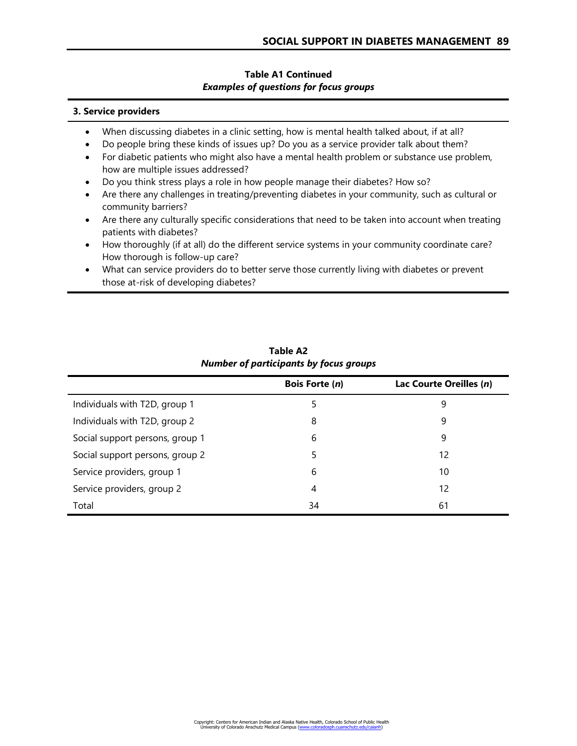**Table A1 Continued**
***Examples of questions for focus groups***

| **3. Service providers** |
|---|
| • When discussing diabetes in a clinic setting, how is mental health talked about, if at all?<br>• Do people bring these kinds of issues up? Do you as a service provider talk about them?<br>• For diabetic patients who might also have a mental health problem or substance use problem, how are multiple issues addressed?<br>• Do you think stress plays a role in how people manage their diabetes? How so?<br>• Are there any challenges in treating/preventing diabetes in your community, such as cultural or community barriers?<br>• Are there any culturally specific considerations that need to be taken into account when treating patients with diabetes?<br>• How thoroughly (if at all) do the different service systems in your community coordinate care? How thorough is follow-up care?<br>• What can service providers do to better serve those currently living with diabetes or prevent those at-risk of developing diabetes? |

**Table A2**
***Number of participants by focus groups***

| | **Bois Forte (*n*)** | **Lac Courte Oreilles (*n*)** |
|---|---|---|
| Individuals with T2D, group 1 | 5 | 9 |
| Individuals with T2D, group 2 | 8 | 9 |
| Social support persons, group 1 | 6 | 9 |
| Social support persons, group 2 | 5 | 12 |
| Service providers, group 1 | 6 | 10 |
| Service providers, group 2 | 4 | 12 |
| Total | 34 | 61 |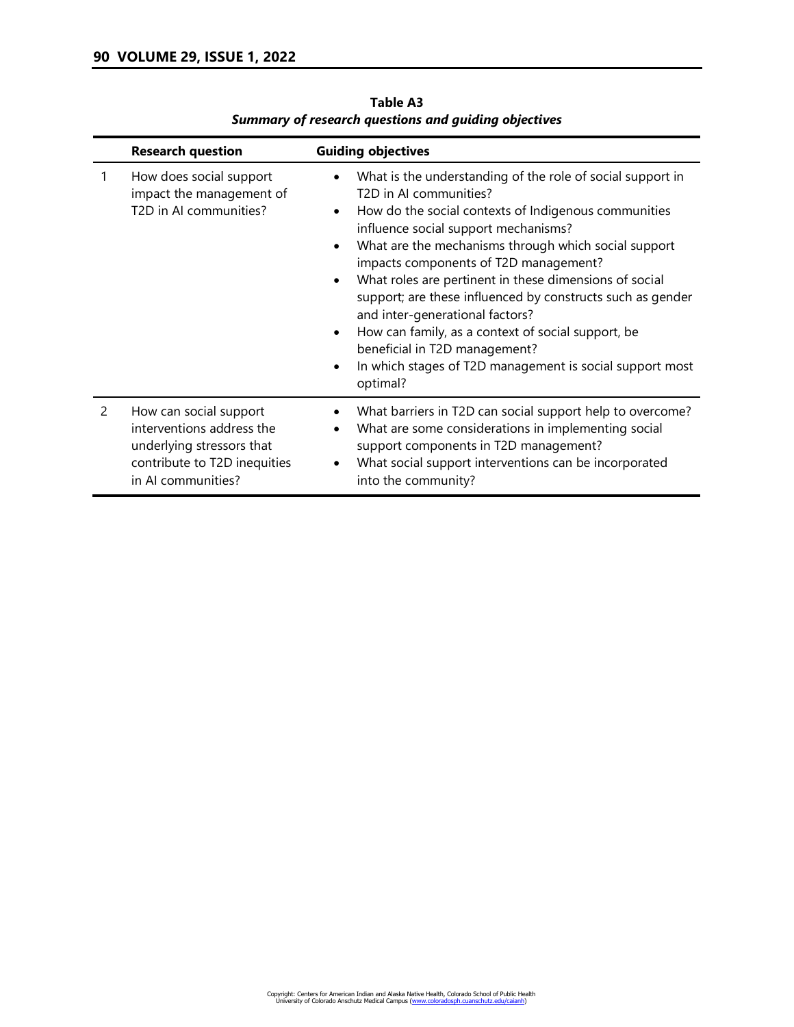**Table A3**
***Summary of research questions and guiding objectives***

| | Research question | Guiding objectives |
|---|---|---|
| 1 | How does social support impact the management of T2D in AI communities? | • What is the understanding of the role of social support in T2D in AI communities?<br>• How do the social contexts of Indigenous communities influence social support mechanisms?<br>• What are the mechanisms through which social support impacts components of T2D management?<br>• What roles are pertinent in these dimensions of social support; are these influenced by constructs such as gender and inter-generational factors?<br>• How can family, as a context of social support, be beneficial in T2D management?<br>• In which stages of T2D management is social support most optimal? |
| 2 | How can social support interventions address the underlying stressors that contribute to T2D inequities in AI communities? | • What barriers in T2D can social support help to overcome?<br>• What are some considerations in implementing social support components in T2D management?<br>• What social support interventions can be incorporated into the community? |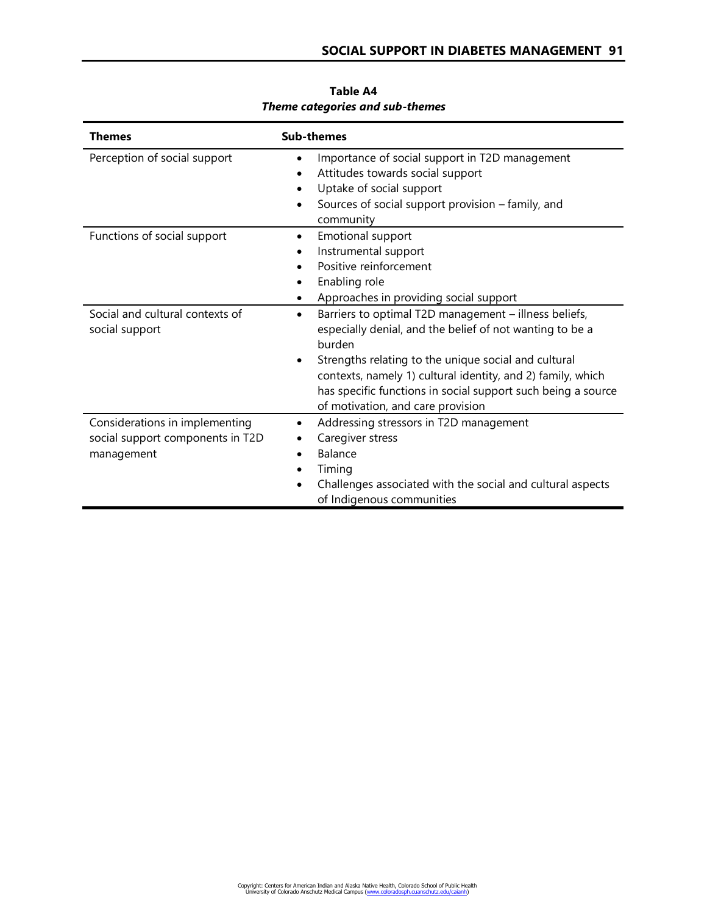**Table A4**
*Theme categories and sub-themes*

| Themes | Sub-themes |
|---|---|
| Perception of social support | • Importance of social support in T2D management<br>• Attitudes towards social support<br>• Uptake of social support<br>• Sources of social support provision – family, and community |
| Functions of social support | • Emotional support<br>• Instrumental support<br>• Positive reinforcement<br>• Enabling role<br>• Approaches in providing social support |
| Social and cultural contexts of social support | • Barriers to optimal T2D management – illness beliefs, especially denial, and the belief of not wanting to be a burden<br>• Strengths relating to the unique social and cultural contexts, namely 1) cultural identity, and 2) family, which has specific functions in social support such being a source of motivation, and care provision |
| Considerations in implementing social support components in T2D management | • Addressing stressors in T2D management<br>• Caregiver stress<br>• Balance<br>• Timing<br>• Challenges associated with the social and cultural aspects of Indigenous communities |